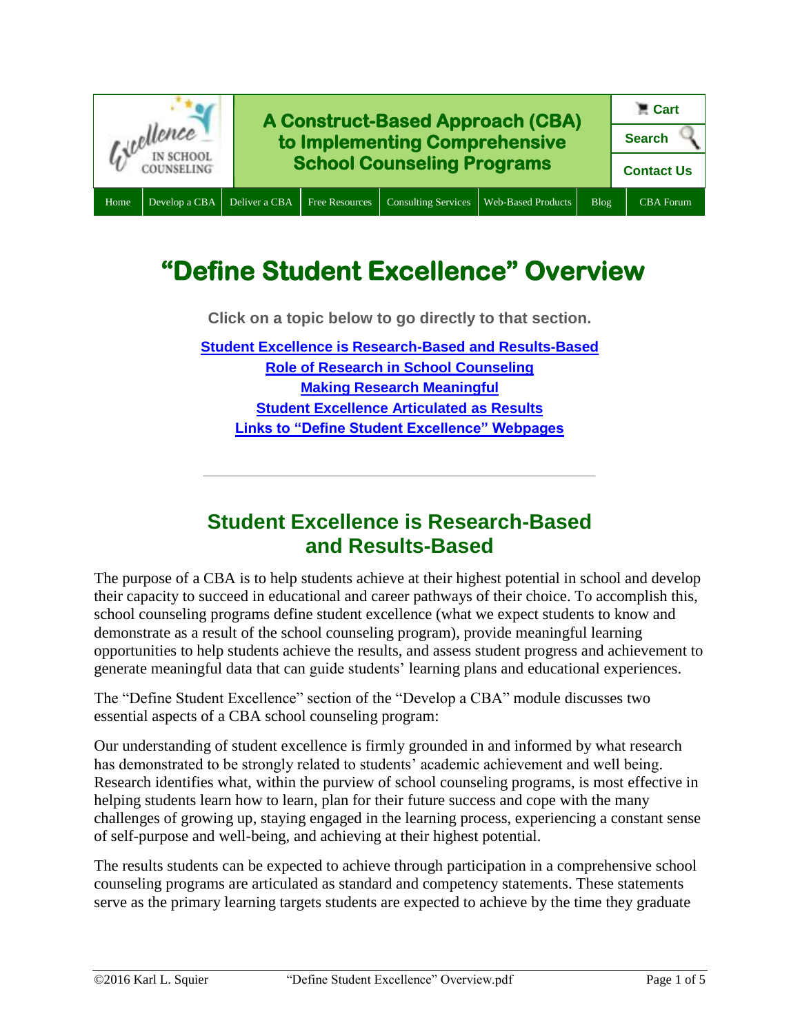A Construct-Based Approach (CBA) to Implementing Comprehensive School Counseling Programs

Cart | Search | Contact Us

Home | Develop a CBA | Deliver a CBA | Free Resources | Consulting Services | Web-Based Products | Blog | CBA Forum

# "Define Student Excellence" Overview

**Click on a topic below to go directly to that section.**

**Student Excellence is Research-Based and Results-Based**
**Role of Research in School Counseling**
**Making Research Meaningful**
**Student Excellence Articulated as Results**
**Links to "Define Student Excellence" Webpages**

---

## Student Excellence is Research-Based and Results-Based

The purpose of a CBA is to help students achieve at their highest potential in school and develop their capacity to succeed in educational and career pathways of their choice. To accomplish this, school counseling programs define student excellence (what we expect students to know and demonstrate as a result of the school counseling program), provide meaningful learning opportunities to help students achieve the results, and assess student progress and achievement to generate meaningful data that can guide students' learning plans and educational experiences.

The "Define Student Excellence" section of the "Develop a CBA" module discusses two essential aspects of a CBA school counseling program:

Our understanding of student excellence is firmly grounded in and informed by what research has demonstrated to be strongly related to students' academic achievement and well being. Research identifies what, within the purview of school counseling programs, is most effective in helping students learn how to learn, plan for their future success and cope with the many challenges of growing up, staying engaged in the learning process, experiencing a constant sense of self-purpose and well-being, and achieving at their highest potential.

The results students can be expected to achieve through participation in a comprehensive school counseling programs are articulated as standard and competency statements. These statements serve as the primary learning targets students are expected to achieve by the time they graduate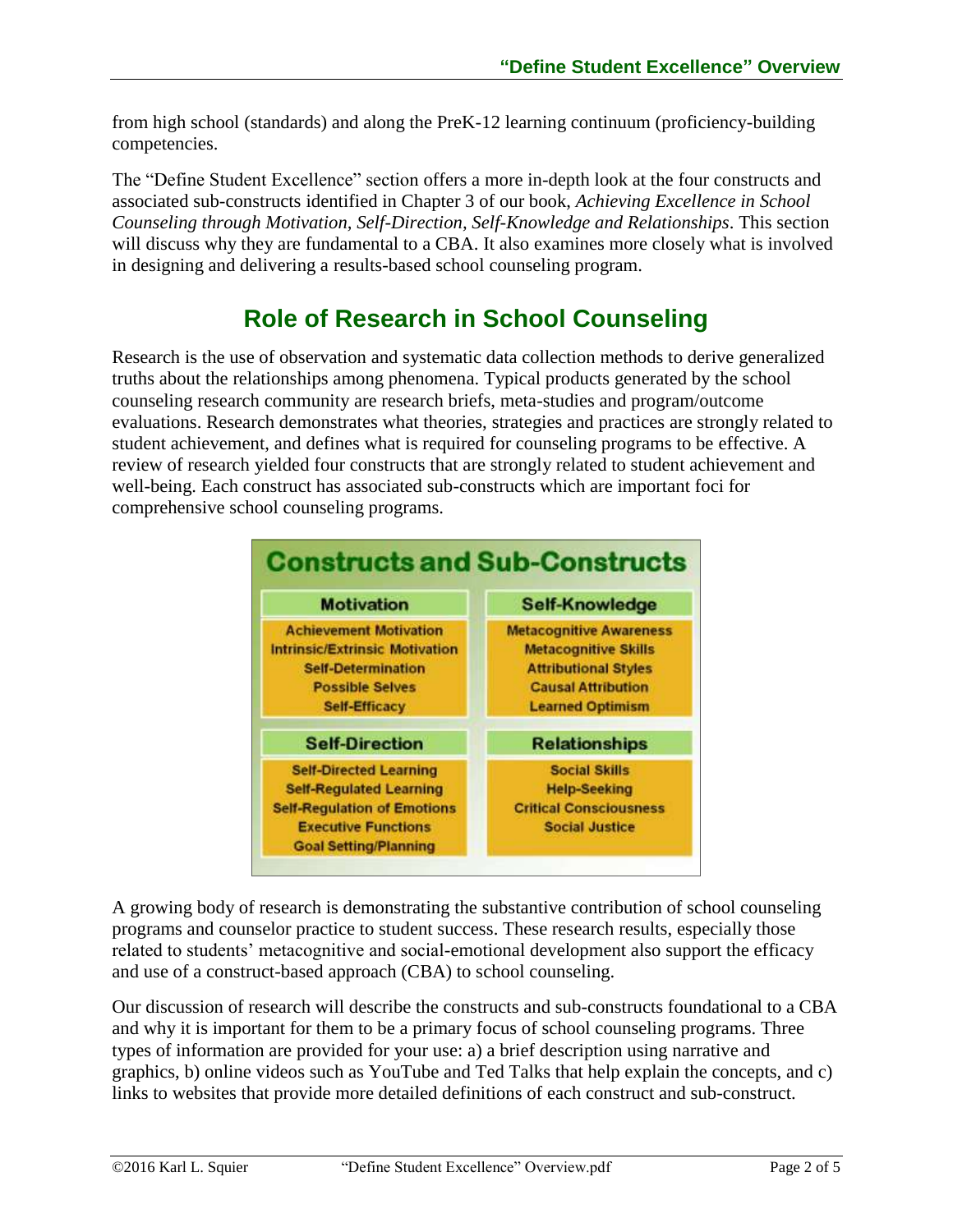from high school (standards) and along the PreK-12 learning continuum (proficiency-building competencies.

The "Define Student Excellence" section offers a more in-depth look at the four constructs and associated sub-constructs identified in Chapter 3 of our book, *Achieving Excellence in School Counseling through Motivation, Self-Direction, Self-Knowledge and Relationships*. This section will discuss why they are fundamental to a CBA. It also examines more closely what is involved in designing and delivering a results-based school counseling program.

## Role of Research in School Counseling

Research is the use of observation and systematic data collection methods to derive generalized truths about the relationships among phenomena. Typical products generated by the school counseling research community are research briefs, meta-studies and program/outcome evaluations. Research demonstrates what theories, strategies and practices are strongly related to student achievement, and defines what is required for counseling programs to be effective. A review of research yielded four constructs that are strongly related to student achievement and well-being. Each construct has associated sub-constructs which are important foci for comprehensive school counseling programs.

**Constructs and Sub-Constructs**

| Motivation | Self-Knowledge |
|---|---|
| Achievement Motivation<br>Intrinsic/Extrinsic Motivation<br>Self-Determination<br>Possible Selves<br>Self-Efficacy | Metacognitive Awareness<br>Metacognitive Skills<br>Attributional Styles<br>Causal Attribution<br>Learned Optimism |
| **Self-Direction** | **Relationships** |
| Self-Directed Learning<br>Self-Regulated Learning<br>Self-Regulation of Emotions<br>Executive Functions<br>Goal Setting/Planning | Social Skills<br>Help-Seeking<br>Critical Consciousness<br>Social Justice |

A growing body of research is demonstrating the substantive contribution of school counseling programs and counselor practice to student success. These research results, especially those related to students' metacognitive and social-emotional development also support the efficacy and use of a construct-based approach (CBA) to school counseling.

Our discussion of research will describe the constructs and sub-constructs foundational to a CBA and why it is important for them to be a primary focus of school counseling programs. Three types of information are provided for your use: a) a brief description using narrative and graphics, b) online videos such as YouTube and Ted Talks that help explain the concepts, and c) links to websites that provide more detailed definitions of each construct and sub-construct.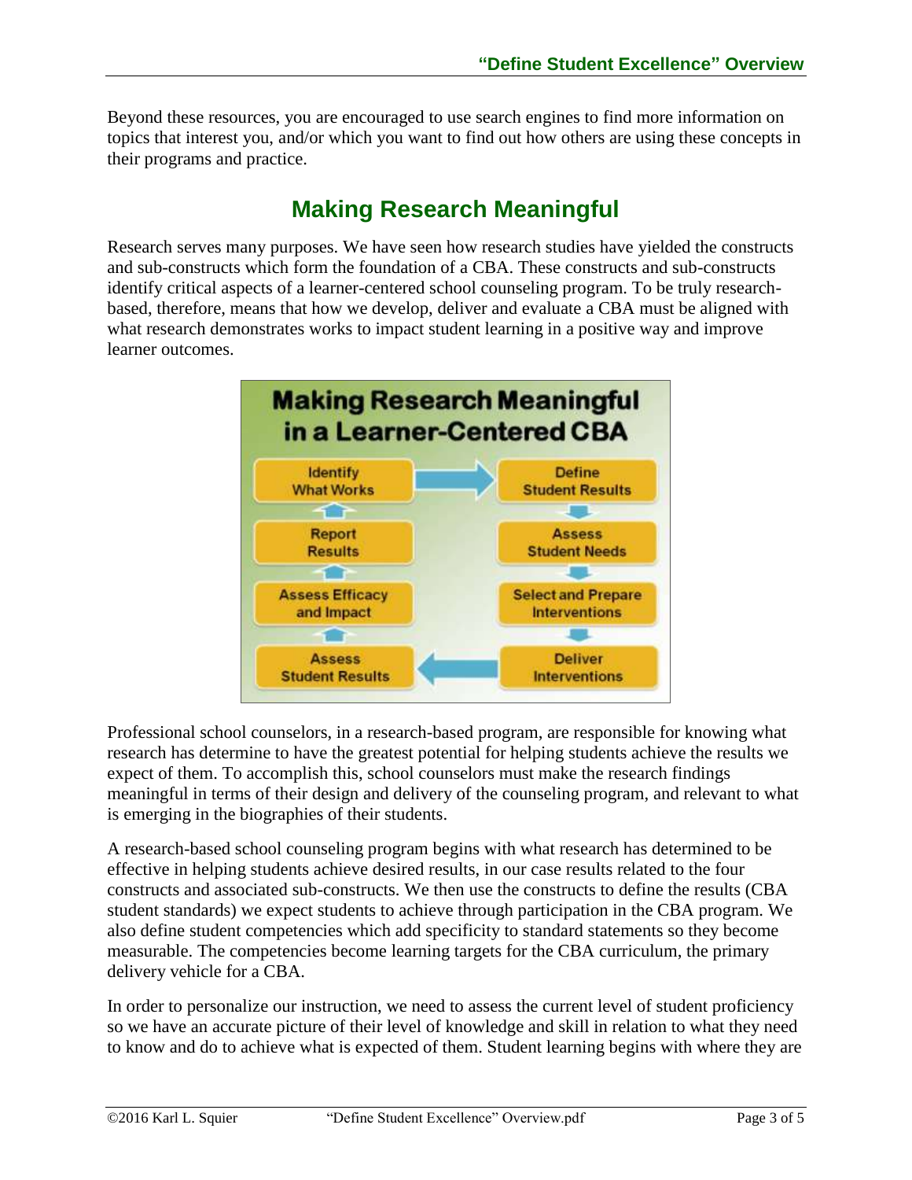Beyond these resources, you are encouraged to use search engines to find more information on topics that interest you, and/or which you want to find out how others are using these concepts in their programs and practice.

## Making Research Meaningful

Research serves many purposes. We have seen how research studies have yielded the constructs and sub-constructs which form the foundation of a CBA. These constructs and sub-constructs identify critical aspects of a learner-centered school counseling program. To be truly research-based, therefore, means that how we develop, deliver and evaluate a CBA must be aligned with what research demonstrates works to impact student learning in a positive way and improve learner outcomes.

**Making Research Meaningful in a Learner-Centered CBA**

- Identify What Works → Define Student Results
- Define Student Results → Assess Student Needs
- Assess Student Needs → Select and Prepare Interventions
- Select and Prepare Interventions → Deliver Interventions
- Deliver Interventions → Assess Student Results
- Assess Student Results → Assess Efficacy and Impact
- Assess Efficacy and Impact → Report Results
- Report Results → Identify What Works

Professional school counselors, in a research-based program, are responsible for knowing what research has determine to have the greatest potential for helping students achieve the results we expect of them. To accomplish this, school counselors must make the research findings meaningful in terms of their design and delivery of the counseling program, and relevant to what is emerging in the biographies of their students.

A research-based school counseling program begins with what research has determined to be effective in helping students achieve desired results, in our case results related to the four constructs and associated sub-constructs. We then use the constructs to define the results (CBA student standards) we expect students to achieve through participation in the CBA program. We also define student competencies which add specificity to standard statements so they become measurable. The competencies become learning targets for the CBA curriculum, the primary delivery vehicle for a CBA.

In order to personalize our instruction, we need to assess the current level of student proficiency so we have an accurate picture of their level of knowledge and skill in relation to what they need to know and do to achieve what is expected of them. Student learning begins with where they are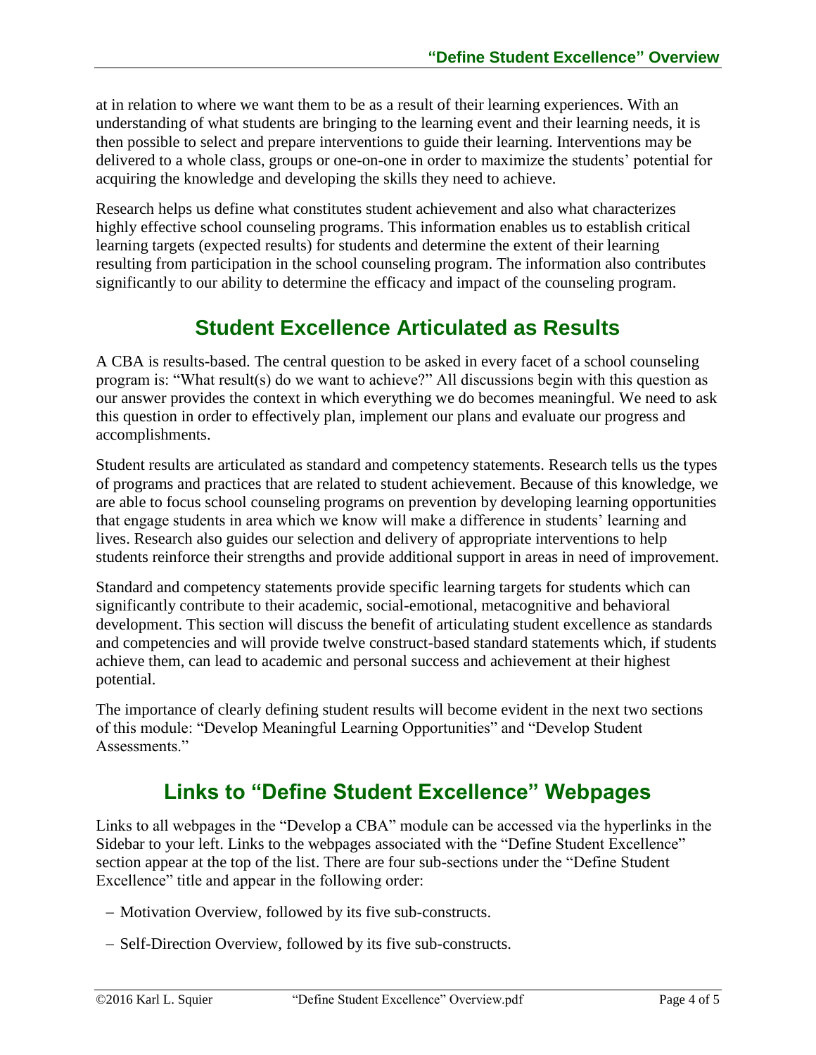at in relation to where we want them to be as a result of their learning experiences. With an understanding of what students are bringing to the learning event and their learning needs, it is then possible to select and prepare interventions to guide their learning. Interventions may be delivered to a whole class, groups or one-on-one in order to maximize the students' potential for acquiring the knowledge and developing the skills they need to achieve.

Research helps us define what constitutes student achievement and also what characterizes highly effective school counseling programs. This information enables us to establish critical learning targets (expected results) for students and determine the extent of their learning resulting from participation in the school counseling program. The information also contributes significantly to our ability to determine the efficacy and impact of the counseling program.

## Student Excellence Articulated as Results

A CBA is results-based. The central question to be asked in every facet of a school counseling program is: "What result(s) do we want to achieve?" All discussions begin with this question as our answer provides the context in which everything we do becomes meaningful. We need to ask this question in order to effectively plan, implement our plans and evaluate our progress and accomplishments.

Student results are articulated as standard and competency statements. Research tells us the types of programs and practices that are related to student achievement. Because of this knowledge, we are able to focus school counseling programs on prevention by developing learning opportunities that engage students in area which we know will make a difference in students' learning and lives. Research also guides our selection and delivery of appropriate interventions to help students reinforce their strengths and provide additional support in areas in need of improvement.

Standard and competency statements provide specific learning targets for students which can significantly contribute to their academic, social-emotional, metacognitive and behavioral development. This section will discuss the benefit of articulating student excellence as standards and competencies and will provide twelve construct-based standard statements which, if students achieve them, can lead to academic and personal success and achievement at their highest potential.

The importance of clearly defining student results will become evident in the next two sections of this module: "Develop Meaningful Learning Opportunities" and "Develop Student Assessments."

## Links to "Define Student Excellence" Webpages

Links to all webpages in the "Develop a CBA" module can be accessed via the hyperlinks in the Sidebar to your left. Links to the webpages associated with the "Define Student Excellence" section appear at the top of the list. There are four sub-sections under the "Define Student Excellence" title and appear in the following order:

- Motivation Overview, followed by its five sub-constructs.
- Self-Direction Overview, followed by its five sub-constructs.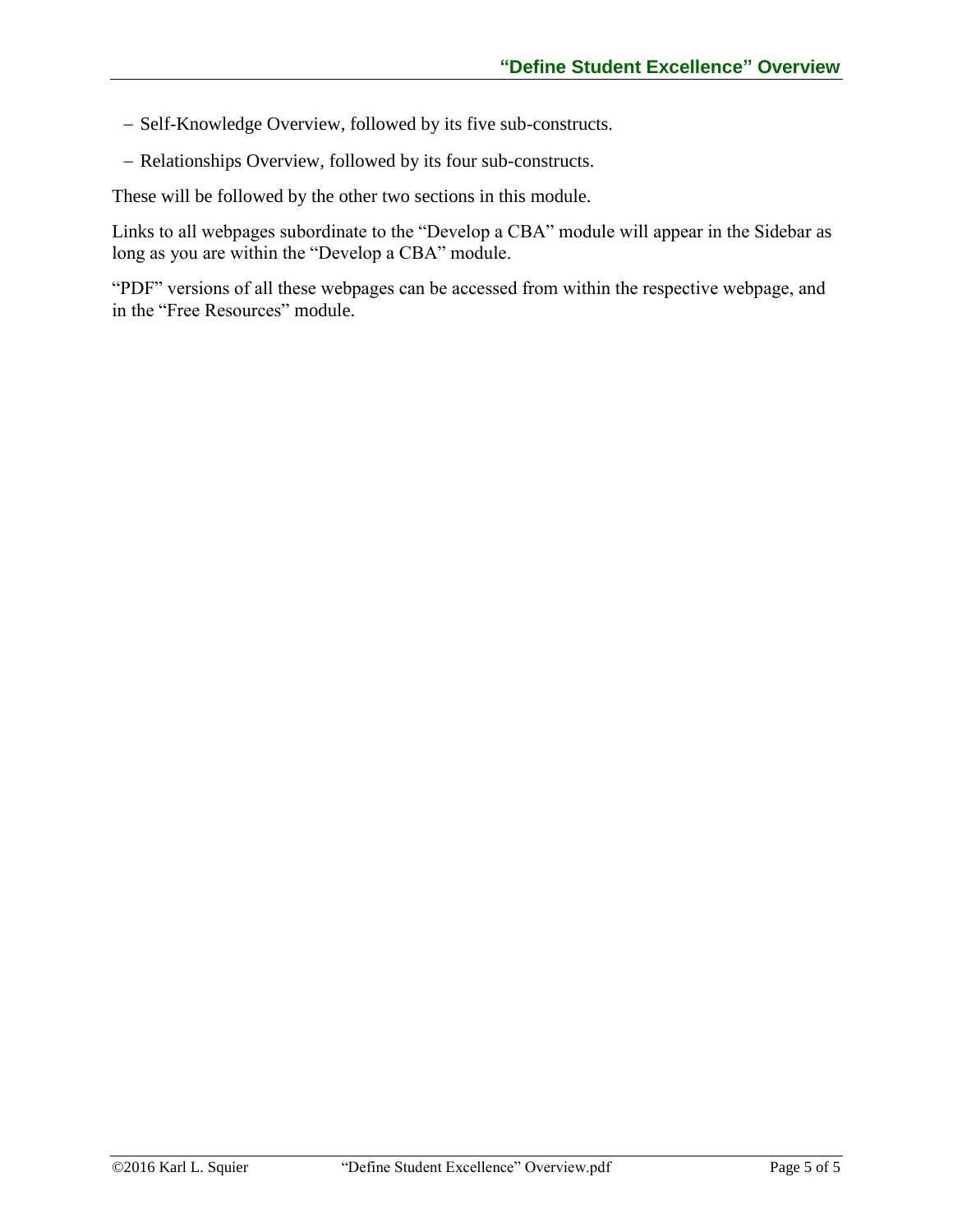- Self-Knowledge Overview, followed by its five sub-constructs.
- Relationships Overview, followed by its four sub-constructs.

These will be followed by the other two sections in this module.

Links to all webpages subordinate to the "Develop a CBA" module will appear in the Sidebar as long as you are within the "Develop a CBA" module.

"PDF" versions of all these webpages can be accessed from within the respective webpage, and in the "Free Resources" module.